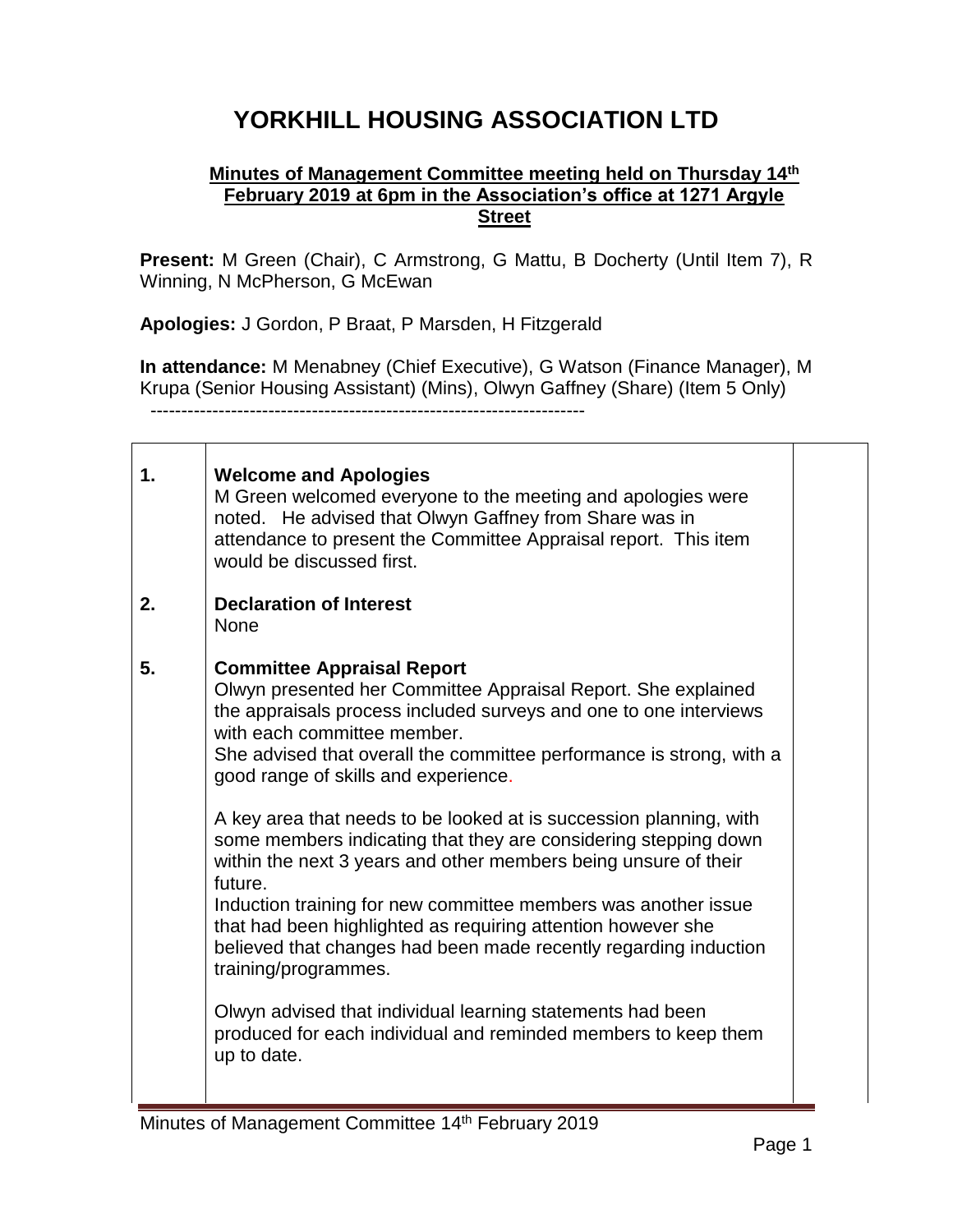# YORKHILL HOUSING ASSOCIATION LTD

**Minutes of Management Committee meeting held on Thursday 14th February 2019 at 6pm in the Association's office at 1271 Argyle Street**

**Present:** M Green (Chair), C Armstrong, G Mattu, B Docherty (Until Item 7), R Winning, N McPherson, G McEwan

**Apologies:** J Gordon, P Braat, P Marsden, H Fitzgerald

**In attendance:** M Menabney (Chief Executive), G Watson (Finance Manager), M Krupa (Senior Housing Assistant) (Mins), Olwyn Gaffney (Share) (Item 5 Only)

---

| | | |
|---|---|---|
| 1. | **Welcome and Apologies**<br>M Green welcomed everyone to the meeting and apologies were noted. He advised that Olwyn Gaffney from Share was in attendance to present the Committee Appraisal report. This item would be discussed first. | |
| 2. | **Declaration of Interest**<br>None | |
| 5. | **Committee Appraisal Report**<br>Olwyn presented her Committee Appraisal Report. She explained the appraisals process included surveys and one to one interviews with each committee member.<br>She advised that overall the committee performance is strong, with a good range of skills and experience.<br><br>A key area that needs to be looked at is succession planning, with some members indicating that they are considering stepping down within the next 3 years and other members being unsure of their future.<br>Induction training for new committee members was another issue that had been highlighted as requiring attention however she believed that changes had been made recently regarding induction training/programmes.<br><br>Olwyn advised that individual learning statements had been produced for each individual and reminded members to keep them up to date. | |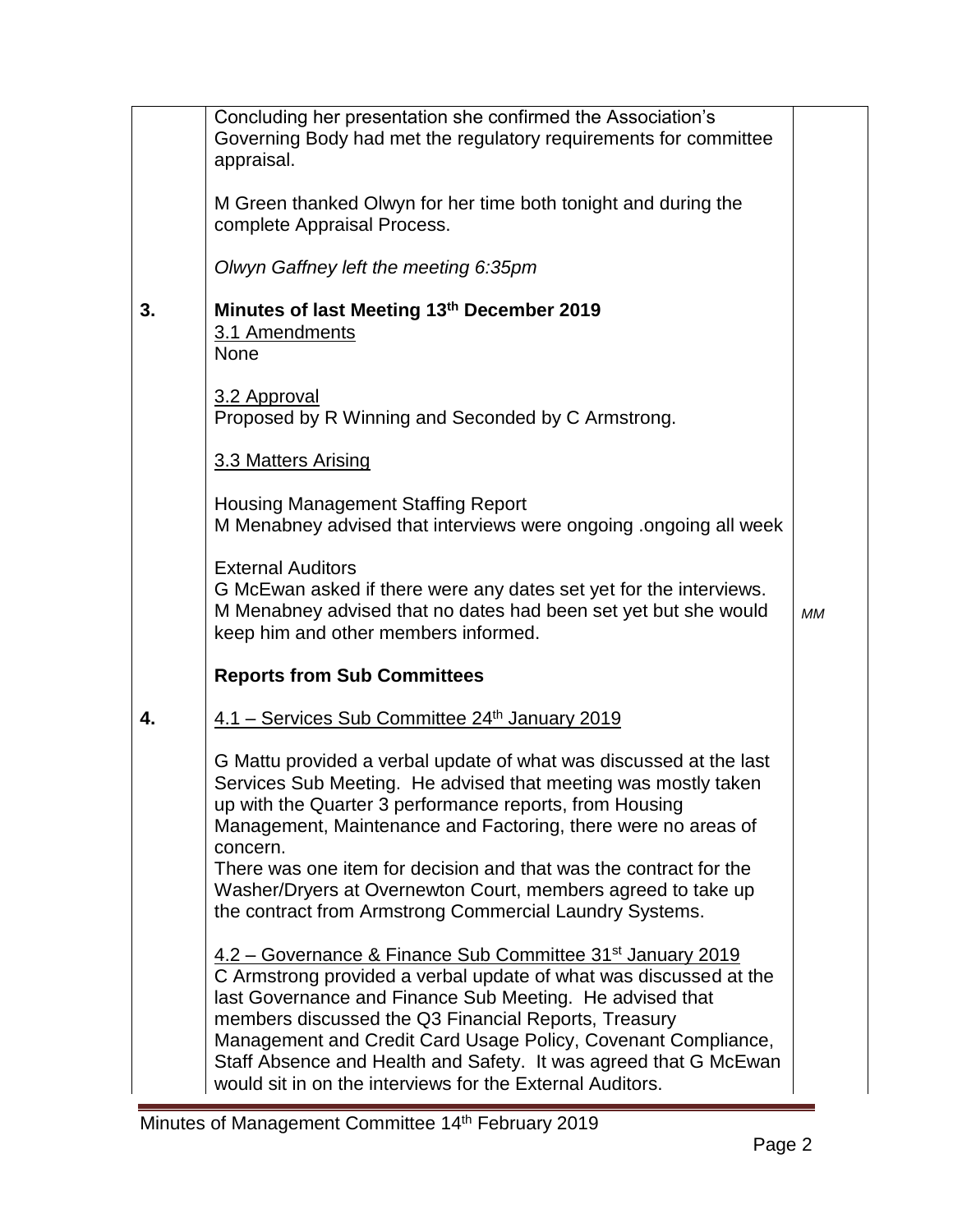| | | |
|---|---|---|
| | Concluding her presentation she confirmed the Association's Governing Body had met the regulatory requirements for committee appraisal.<br><br>M Green thanked Olwyn for her time both tonight and during the complete Appraisal Process.<br><br>*Olwyn Gaffney left the meeting 6:35pm* | |
| **3.** | **Minutes of last Meeting 13th December 2019**<br>3.1 Amendments<br>None<br><br>3.2 Approval<br>Proposed by R Winning and Seconded by C Armstrong.<br><br>3.3 Matters Arising<br><br>Housing Management Staffing Report<br>M Menabney advised that interviews were ongoing .ongoing all week<br><br>External Auditors<br>G McEwan asked if there were any dates set yet for the interviews. M Menabney advised that no dates had been set yet but she would keep him and other members informed. | *MM* |
| | **Reports from Sub Committees** | |
| **4.** | 4.1 – Services Sub Committee 24th January 2019<br><br>G Mattu provided a verbal update of what was discussed at the last Services Sub Meeting. He advised that meeting was mostly taken up with the Quarter 3 performance reports, from Housing Management, Maintenance and Factoring, there were no areas of concern.<br>There was one item for decision and that was the contract for the Washer/Dryers at Overnewton Court, members agreed to take up the contract from Armstrong Commercial Laundry Systems.<br><br>4.2 – Governance & Finance Sub Committee 31st January 2019<br>C Armstrong provided a verbal update of what was discussed at the last Governance and Finance Sub Meeting. He advised that members discussed the Q3 Financial Reports, Treasury Management and Credit Card Usage Policy, Covenant Compliance, Staff Absence and Health and Safety. It was agreed that G McEwan would sit in on the interviews for the External Auditors. | |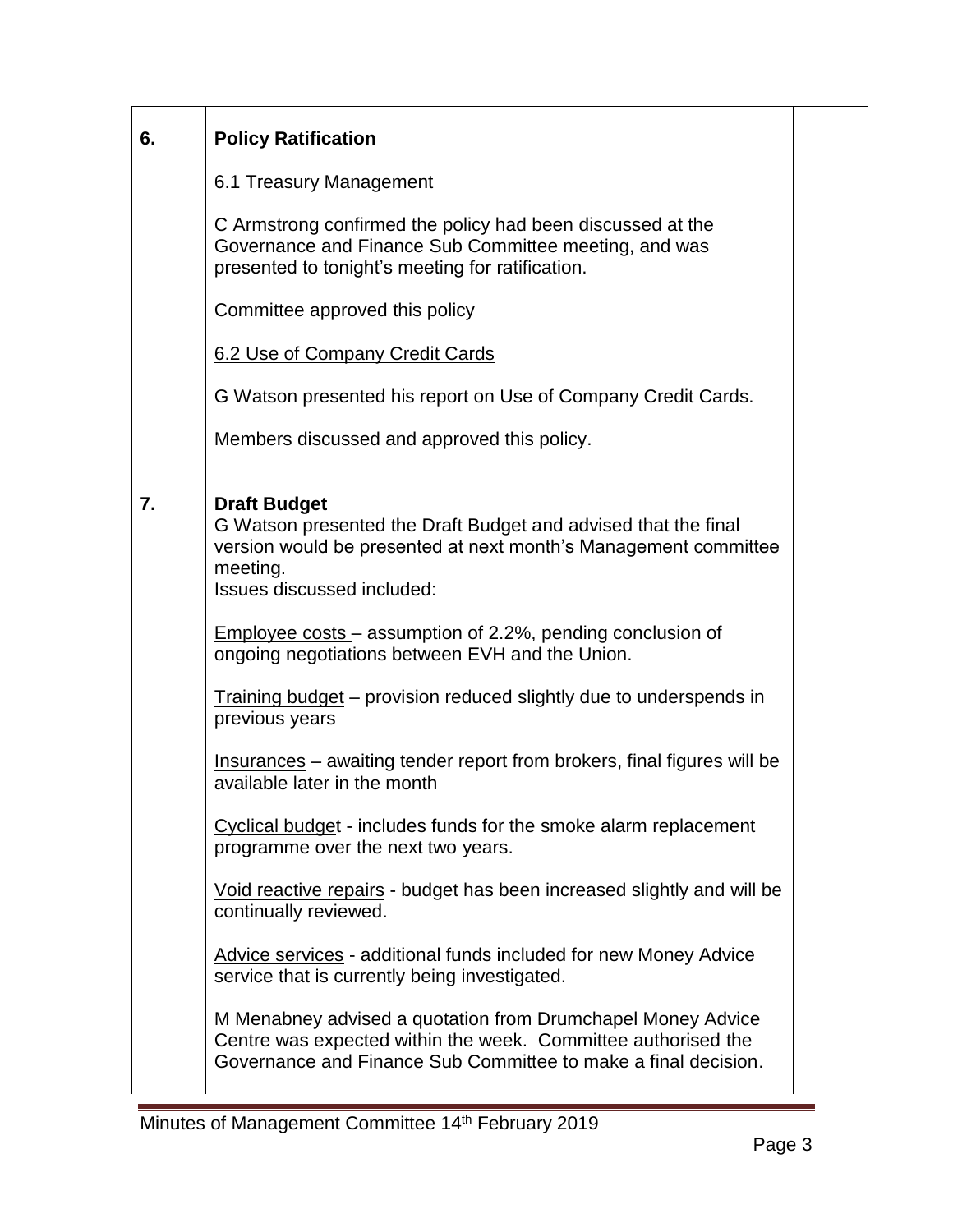| | | |
|---|---|---|
| **6.** | **Policy Ratification**<br><br>6.1 Treasury Management<br><br>C Armstrong confirmed the policy had been discussed at the Governance and Finance Sub Committee meeting, and was presented to tonight's meeting for ratification.<br><br>Committee approved this policy<br><br>6.2 Use of Company Credit Cards<br><br>G Watson presented his report on Use of Company Credit Cards.<br><br>Members discussed and approved this policy. | |
| **7.** | **Draft Budget**<br>G Watson presented the Draft Budget and advised that the final version would be presented at next month's Management committee meeting.<br>Issues discussed included:<br><br>Employee costs – assumption of 2.2%, pending conclusion of ongoing negotiations between EVH and the Union.<br><br>Training budget – provision reduced slightly due to underspends in previous years<br><br>Insurances – awaiting tender report from brokers, final figures will be available later in the month<br><br>Cyclical budget - includes funds for the smoke alarm replacement programme over the next two years.<br><br>Void reactive repairs - budget has been increased slightly and will be continually reviewed.<br><br>Advice services - additional funds included for new Money Advice service that is currently being investigated.<br><br>M Menabney advised a quotation from Drumchapel Money Advice Centre was expected within the week. Committee authorised the Governance and Finance Sub Committee to make a final decision. | |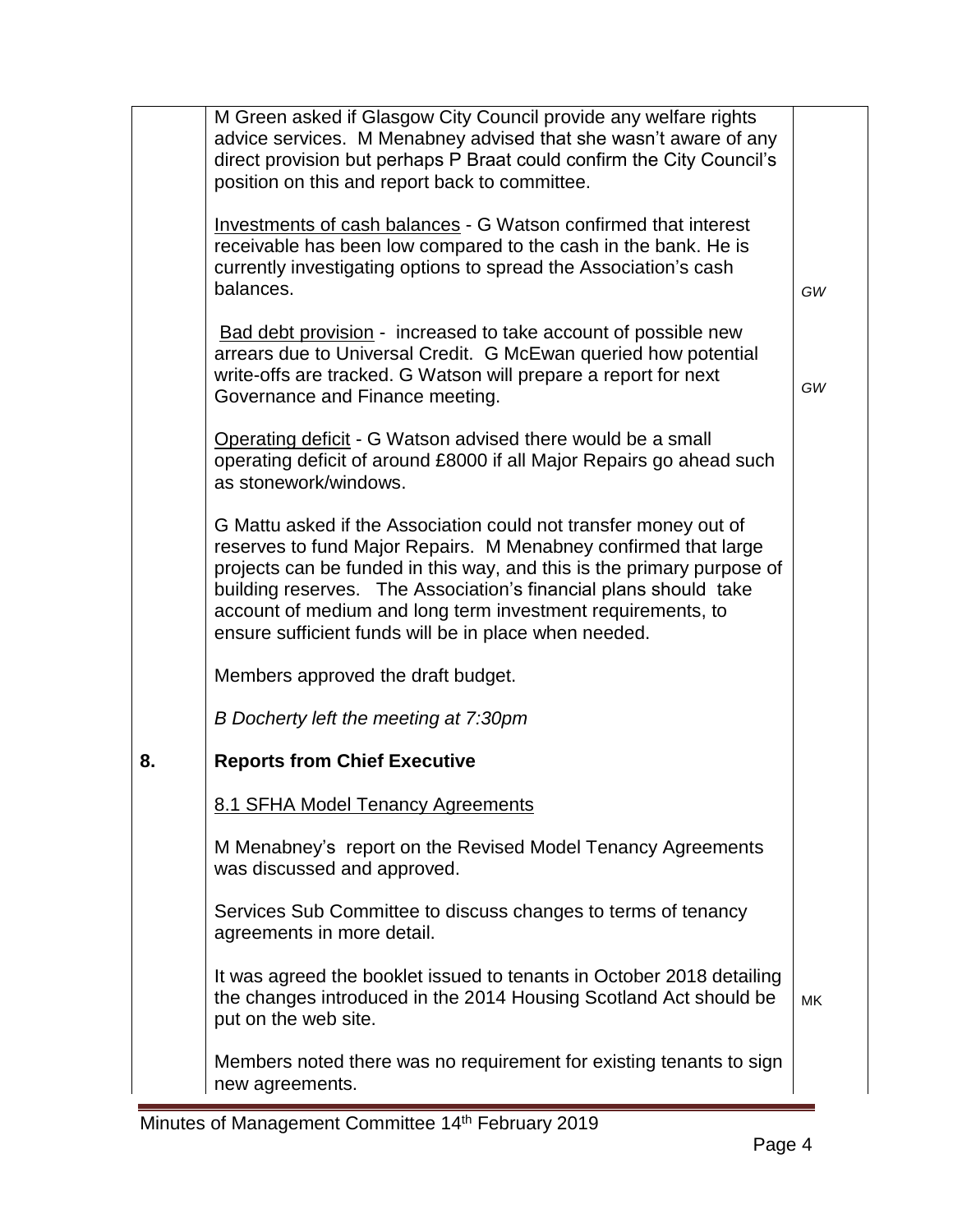| | | |
|---|---|---|
| | M Green asked if Glasgow City Council provide any welfare rights advice services. M Menabney advised that she wasn't aware of any direct provision but perhaps P Braat could confirm the City Council's position on this and report back to committee. | |
| | <u>Investments of cash balances</u> - G Watson confirmed that interest receivable has been low compared to the cash in the bank. He is currently investigating options to spread the Association's cash balances. | *GW* |
| | <u>Bad debt provision</u> - increased to take account of possible new arrears due to Universal Credit. G McEwan queried how potential write-offs are tracked. G Watson will prepare a report for next Governance and Finance meeting. | *GW* |
| | <u>Operating deficit</u> - G Watson advised there would be a small operating deficit of around £8000 if all Major Repairs go ahead such as stonework/windows. | |
| | G Mattu asked if the Association could not transfer money out of reserves to fund Major Repairs. M Menabney confirmed that large projects can be funded in this way, and this is the primary purpose of building reserves. The Association's financial plans should take account of medium and long term investment requirements, to ensure sufficient funds will be in place when needed. | |
| | Members approved the draft budget. | |
| | *B Docherty left the meeting at 7:30pm* | |
| **8.** | **Reports from Chief Executive** | |
| | <u>8.1 SFHA Model Tenancy Agreements</u> | |
| | M Menabney's report on the Revised Model Tenancy Agreements was discussed and approved. | |
| | Services Sub Committee to discuss changes to terms of tenancy agreements in more detail. | |
| | It was agreed the booklet issued to tenants in October 2018 detailing the changes introduced in the 2014 Housing Scotland Act should be put on the web site. | MK |
| | Members noted there was no requirement for existing tenants to sign new agreements. | |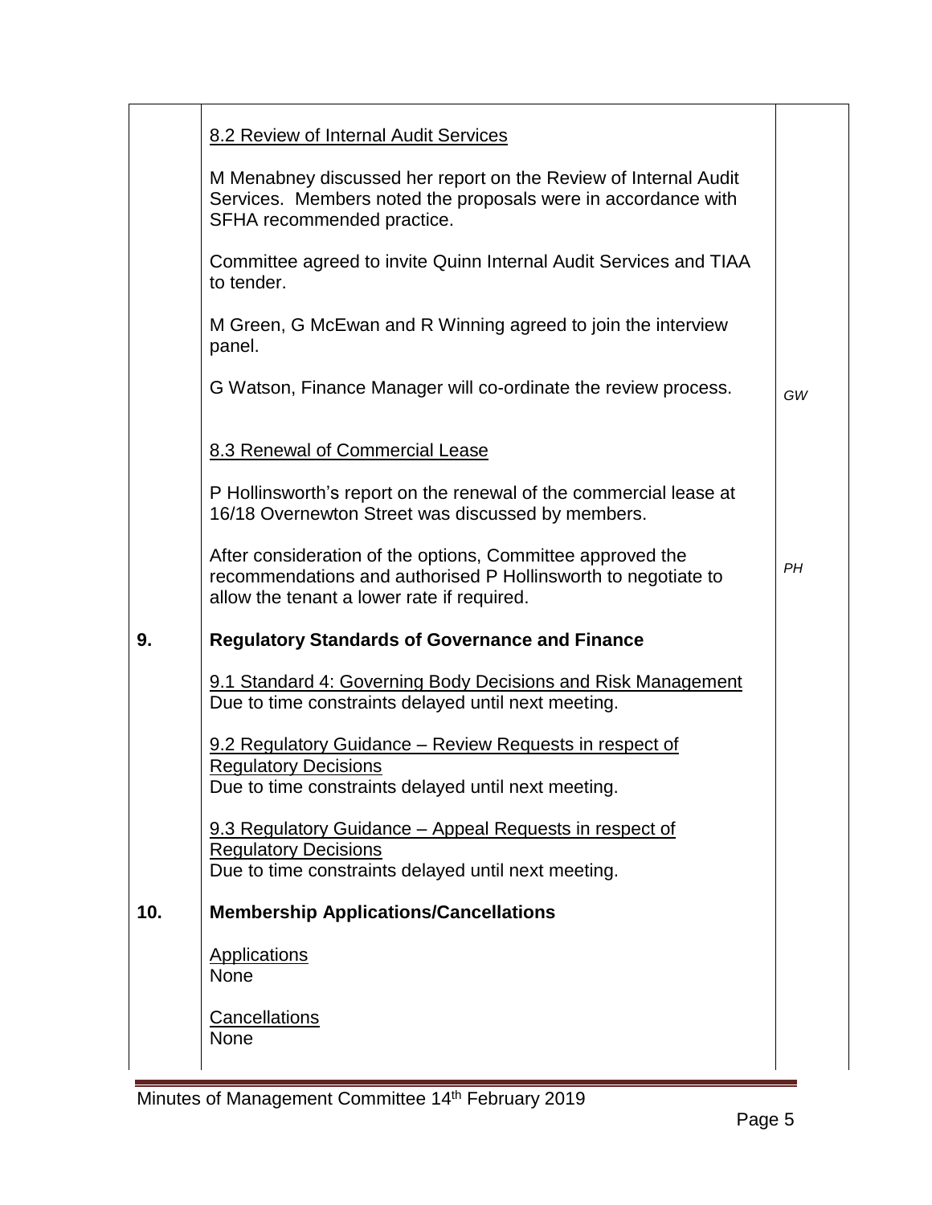| | | |
|---|---|---|
| | <u>8.2 Review of Internal Audit Services</u><br><br>M Menabney discussed her report on the Review of Internal Audit Services. Members noted the proposals were in accordance with SFHA recommended practice.<br><br>Committee agreed to invite Quinn Internal Audit Services and TIAA to tender.<br><br>M Green, G McEwan and R Winning agreed to join the interview panel.<br><br>G Watson, Finance Manager will co-ordinate the review process. | *GW* |
| | <u>8.3 Renewal of Commercial Lease</u><br><br>P Hollinsworth's report on the renewal of the commercial lease at 16/18 Overnewton Street was discussed by members.<br><br>After consideration of the options, Committee approved the recommendations and authorised P Hollinsworth to negotiate to allow the tenant a lower rate if required. | *PH* |
| **9.** | **Regulatory Standards of Governance and Finance**<br><br><u>9.1 Standard 4: Governing Body Decisions and Risk Management</u><br>Due to time constraints delayed until next meeting.<br><br><u>9.2 Regulatory Guidance – Review Requests in respect of Regulatory Decisions</u><br>Due to time constraints delayed until next meeting.<br><br><u>9.3 Regulatory Guidance – Appeal Requests in respect of Regulatory Decisions</u><br>Due to time constraints delayed until next meeting. | |
| **10.** | **Membership Applications/Cancellations**<br><br><u>Applications</u><br>None<br><br><u>Cancellations</u><br>None | |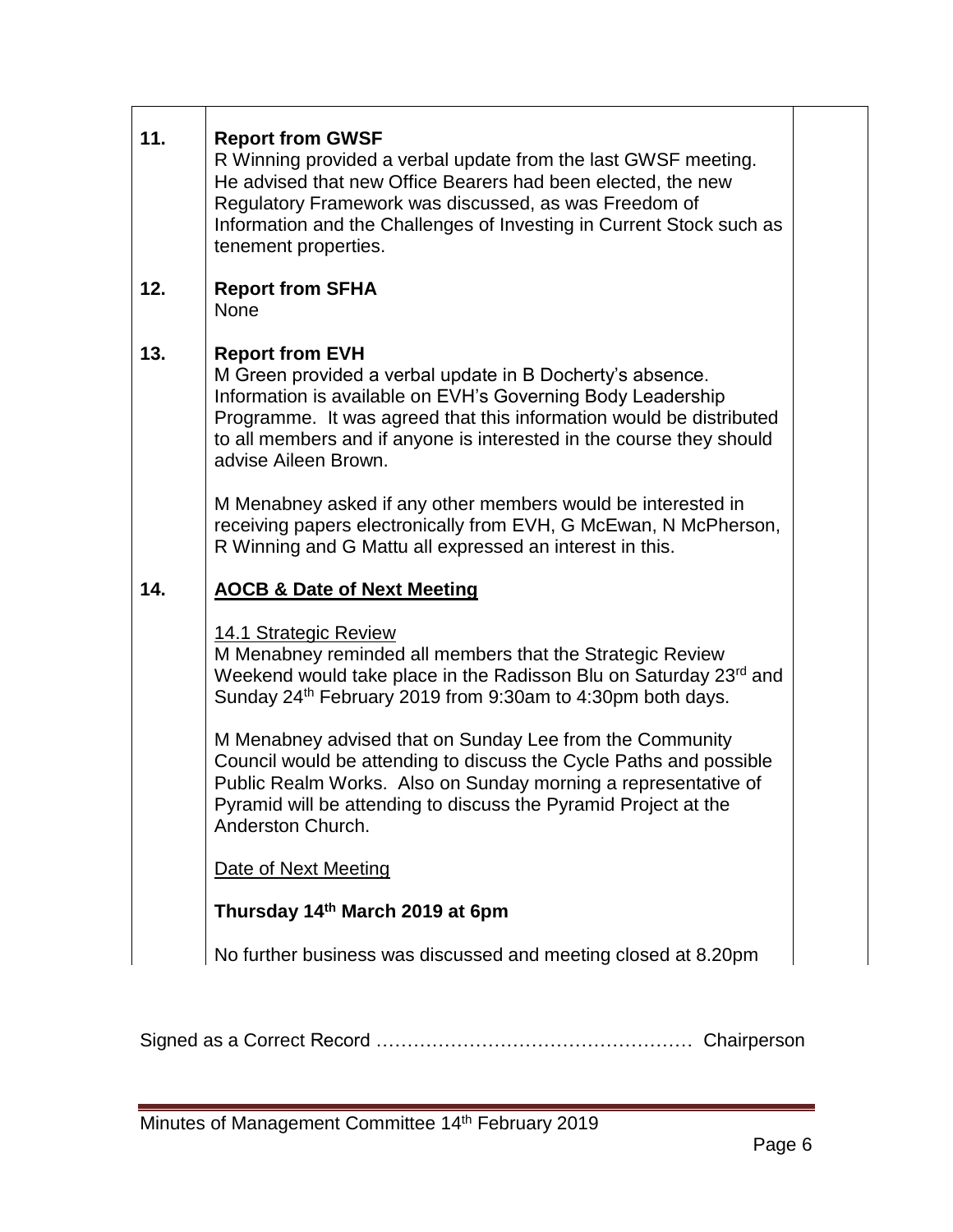**11. Report from GWSF**

R Winning provided a verbal update from the last GWSF meeting. He advised that new Office Bearers had been elected, the new Regulatory Framework was discussed, as was Freedom of Information and the Challenges of Investing in Current Stock such as tenement properties.

**12. Report from SFHA**

None

**13. Report from EVH**

M Green provided a verbal update in B Docherty's absence. Information is available on EVH's Governing Body Leadership Programme. It was agreed that this information would be distributed to all members and if anyone is interested in the course they should advise Aileen Brown.

M Menabney asked if any other members would be interested in receiving papers electronically from EVH, G McEwan, N McPherson, R Winning and G Mattu all expressed an interest in this.

**14. <u>AOCB & Date of Next Meeting</u>**

<u>14.1 Strategic Review</u>

M Menabney reminded all members that the Strategic Review Weekend would take place in the Radisson Blu on Saturday 23rd and Sunday 24th February 2019 from 9:30am to 4:30pm both days.

M Menabney advised that on Sunday Lee from the Community Council would be attending to discuss the Cycle Paths and possible Public Realm Works. Also on Sunday morning a representative of Pyramid will be attending to discuss the Pyramid Project at the Anderston Church.

<u>Date of Next Meeting</u>

**Thursday 14th March 2019 at 6pm**

No further business was discussed and meeting closed at 8.20pm

Signed as a Correct Record …………………………………………… Chairperson

Minutes of Management Committee 14th February 2019